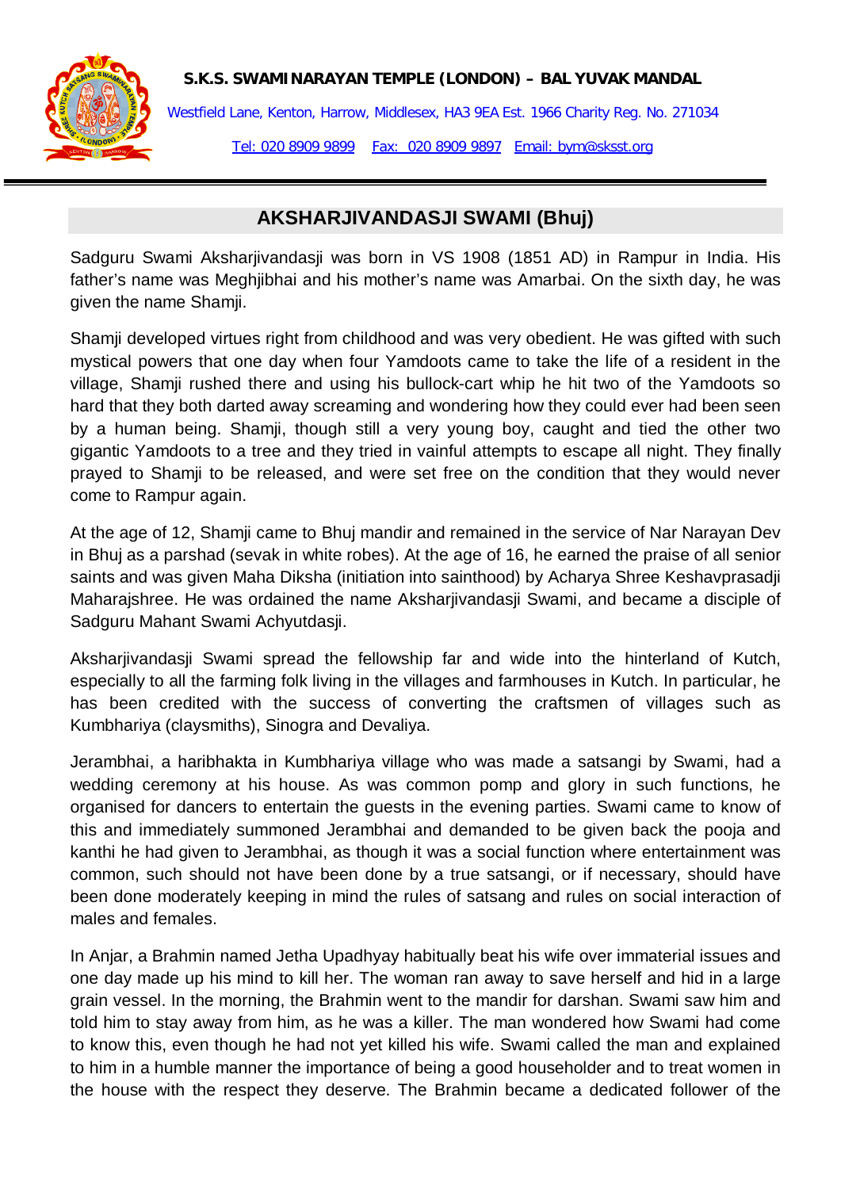**S.K.S. SWAMINARAYAN TEMPLE (LONDON) – BAL YUVAK MANDAL**

Westfield Lane, Kenton, Harrow, Middlesex, HA3 9EA Est. 1966 Charity Reg. No. 271034

Tel: 020 8909 9899 Fax: 020 8909 9897 Email: bym@sksst.org

## AKSHARJIVANDASJI SWAMI (Bhuj)

Sadguru Swami Aksharjivandasji was born in VS 1908 (1851 AD) in Rampur in India. His father's name was Meghjibhai and his mother's name was Amarbai. On the sixth day, he was given the name Shamji.

Shamji developed virtues right from childhood and was very obedient. He was gifted with such mystical powers that one day when four Yamdoots came to take the life of a resident in the village, Shamji rushed there and using his bullock-cart whip he hit two of the Yamdoots so hard that they both darted away screaming and wondering how they could ever had been seen by a human being. Shamji, though still a very young boy, caught and tied the other two gigantic Yamdoots to a tree and they tried in vainful attempts to escape all night. They finally prayed to Shamji to be released, and were set free on the condition that they would never come to Rampur again.

At the age of 12, Shamji came to Bhuj mandir and remained in the service of Nar Narayan Dev in Bhuj as a parshad (sevak in white robes). At the age of 16, he earned the praise of all senior saints and was given Maha Diksha (initiation into sainthood) by Acharya Shree Keshavprasadji Maharajshree. He was ordained the name Aksharjivandasji Swami, and became a disciple of Sadguru Mahant Swami Achyutdasji.

Aksharjivandasji Swami spread the fellowship far and wide into the hinterland of Kutch, especially to all the farming folk living in the villages and farmhouses in Kutch. In particular, he has been credited with the success of converting the craftsmen of villages such as Kumbhariya (claysmiths), Sinogra and Devaliya.

Jerambhai, a haribhakta in Kumbhariya village who was made a satsangi by Swami, had a wedding ceremony at his house. As was common pomp and glory in such functions, he organised for dancers to entertain the guests in the evening parties. Swami came to know of this and immediately summoned Jerambhai and demanded to be given back the pooja and kanthi he had given to Jerambhai, as though it was a social function where entertainment was common, such should not have been done by a true satsangi, or if necessary, should have been done moderately keeping in mind the rules of satsang and rules on social interaction of males and females.

In Anjar, a Brahmin named Jetha Upadhyay habitually beat his wife over immaterial issues and one day made up his mind to kill her. The woman ran away to save herself and hid in a large grain vessel. In the morning, the Brahmin went to the mandir for darshan. Swami saw him and told him to stay away from him, as he was a killer. The man wondered how Swami had come to know this, even though he had not yet killed his wife. Swami called the man and explained to him in a humble manner the importance of being a good householder and to treat women in the house with the respect they deserve. The Brahmin became a dedicated follower of the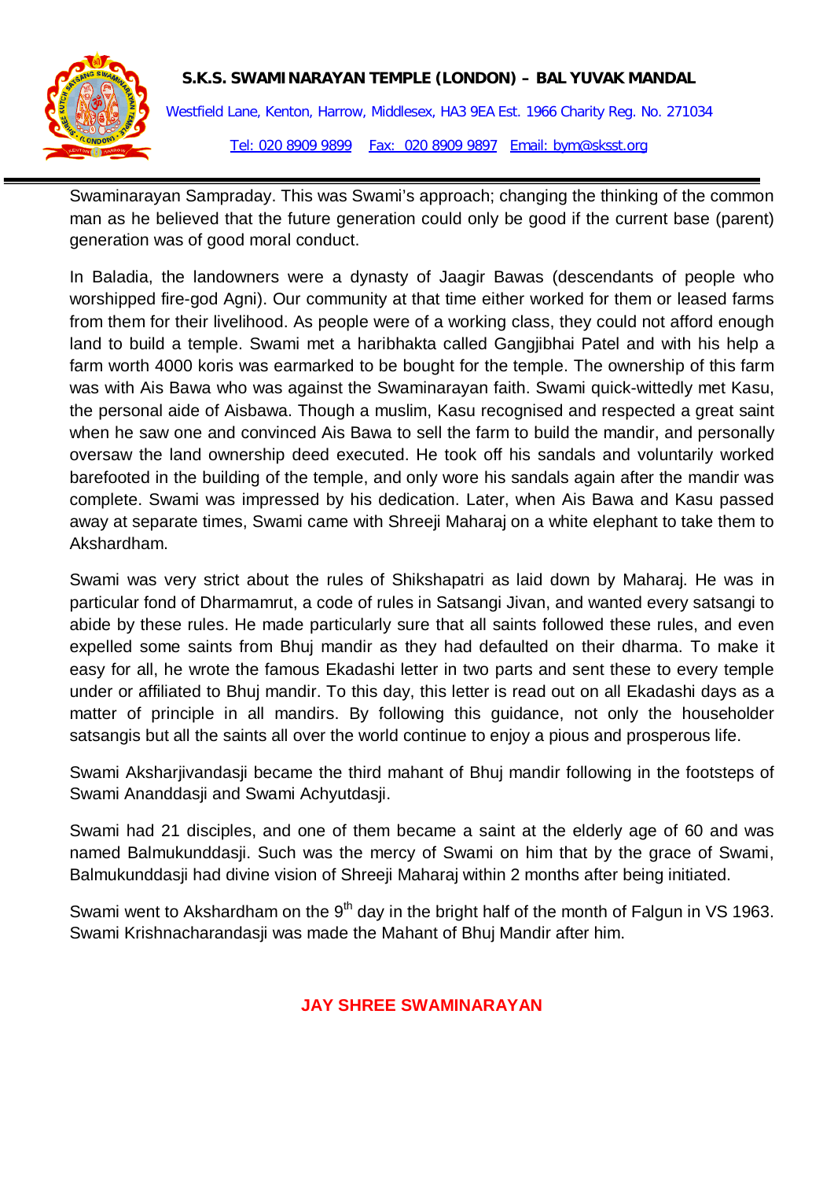Swaminarayan Sampraday. This was Swami's approach; changing the thinking of the common man as he believed that the future generation could only be good if the current base (parent) generation was of good moral conduct.

In Baladia, the landowners were a dynasty of Jaagir Bawas (descendants of people who worshipped fire-god Agni). Our community at that time either worked for them or leased farms from them for their livelihood. As people were of a working class, they could not afford enough land to build a temple. Swami met a haribhakta called Gangjibhai Patel and with his help a farm worth 4000 koris was earmarked to be bought for the temple. The ownership of this farm was with Ais Bawa who was against the Swaminarayan faith. Swami quick-wittedly met Kasu, the personal aide of Aisbawa. Though a muslim, Kasu recognised and respected a great saint when he saw one and convinced Ais Bawa to sell the farm to build the mandir, and personally oversaw the land ownership deed executed. He took off his sandals and voluntarily worked barefooted in the building of the temple, and only wore his sandals again after the mandir was complete. Swami was impressed by his dedication. Later, when Ais Bawa and Kasu passed away at separate times, Swami came with Shreeji Maharaj on a white elephant to take them to Akshardham.

Swami was very strict about the rules of Shikshapatri as laid down by Maharaj. He was in particular fond of Dharmamrut, a code of rules in Satsangi Jivan, and wanted every satsangi to abide by these rules. He made particularly sure that all saints followed these rules, and even expelled some saints from Bhuj mandir as they had defaulted on their dharma. To make it easy for all, he wrote the famous Ekadashi letter in two parts and sent these to every temple under or affiliated to Bhuj mandir. To this day, this letter is read out on all Ekadashi days as a matter of principle in all mandirs. By following this guidance, not only the householder satsangis but all the saints all over the world continue to enjoy a pious and prosperous life.

Swami Aksharjivandasji became the third mahant of Bhuj mandir following in the footsteps of Swami Ananddasji and Swami Achyutdasji.

Swami had 21 disciples, and one of them became a saint at the elderly age of 60 and was named Balmukunddasji. Such was the mercy of Swami on him that by the grace of Swami, Balmukunddasji had divine vision of Shreeji Maharaj within 2 months after being initiated.

Swami went to Akshardham on the 9th day in the bright half of the month of Falgun in VS 1963. Swami Krishnacharandasji was made the Mahant of Bhuj Mandir after him.

**JAY SHREE SWAMINARAYAN**